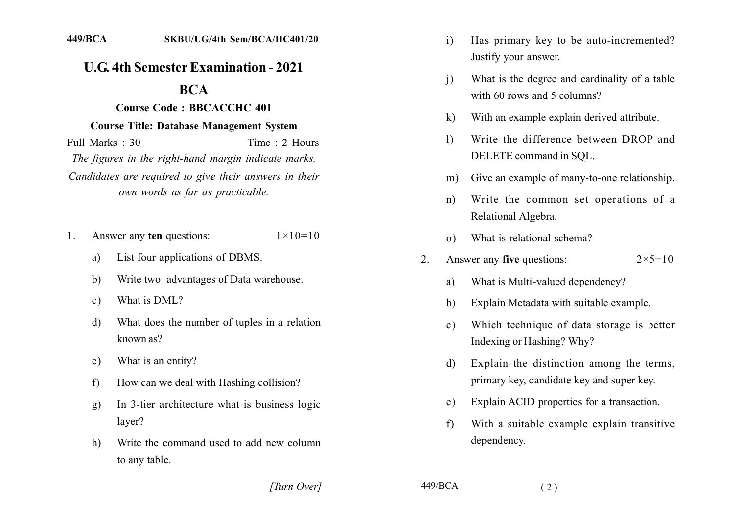449/BCA SKBU/UG/4th Sem/BCA/HC401/20

# U.G. 4th Semester Examination - 2021

## BCA

### Course Code : BBCACCHC 401

### Course Title: Database Management System

Full Marks : 30 Time : 2 Hours

*The figures in the right-hand margin indicate marks. Candidates are required to give their answers in their own words as far as practicable.*

1. Answer any **ten** questions: $1\times10=10$

   a) List four applications of DBMS.

   b) Write two advantages of Data warehouse.

   c) What is DML?

   d) What does the number of tuples in a relation known as?

   e) What is an entity?

   f) How can we deal with Hashing collision?

   g) In 3-tier architecture what is business logic layer?

   h) Write the command used to add new column to any table.

   i) Has primary key to be auto-incremented? Justify your answer.

   j) What is the degree and cardinality of a table with 60 rows and 5 columns?

   k) With an example explain derived attribute.

   l) Write the difference between DROP and DELETE command in SQL.

   m) Give an example of many-to-one relationship.

   n) Write the common set operations of a Relational Algebra.

   o) What is relational schema?

2. Answer any **five** questions: $2\times5=10$

   a) What is Multi-valued dependency?

   b) Explain Metadata with suitable example.

   c) Which technique of data storage is better Indexing or Hashing? Why?

   d) Explain the distinction among the terms, primary key, candidate key and super key.

   e) Explain ACID properties for a transaction.

   f) With a suitable example explain transitive dependency.

*[Turn Over]*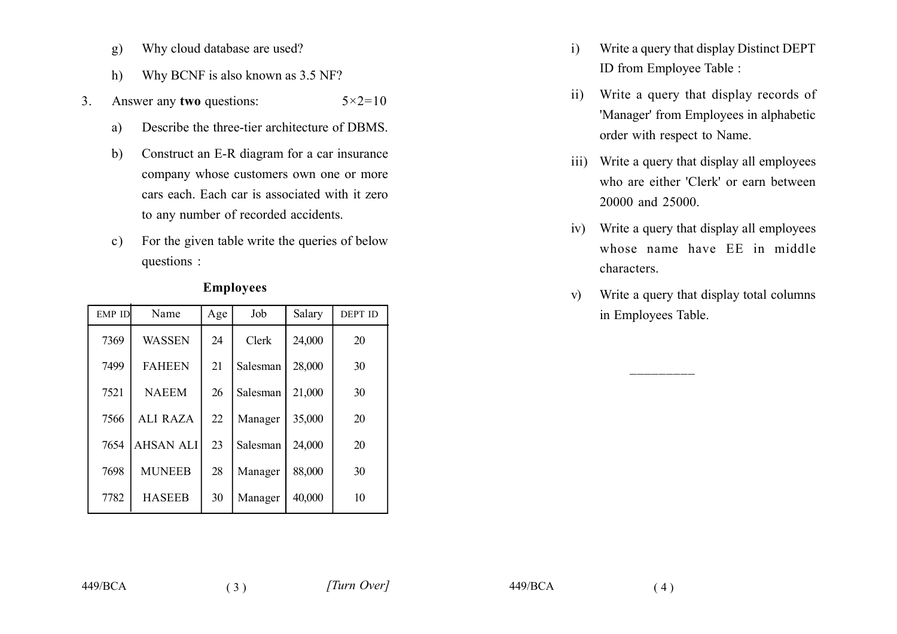g) Why cloud database are used?

h) Why BCNF is also known as 3.5 NF?

3. Answer any **two** questions: 5×2=10

a) Describe the three-tier architecture of DBMS.

b) Construct an E-R diagram for a car insurance company whose customers own one or more cars each. Each car is associated with it zero to any number of recorded accidents.

c) For the given table write the queries of below questions :

**Employees**

| EMP ID | Name | Age | Job | Salary | DEPT ID |
|---|---|---|---|---|---|
| 7369 | WASSEN | 24 | Clerk | 24,000 | 20 |
| 7499 | FAHEEN | 21 | Salesman | 28,000 | 30 |
| 7521 | NAEEM | 26 | Salesman | 21,000 | 30 |
| 7566 | ALI RAZA | 22 | Manager | 35,000 | 20 |
| 7654 | AHSAN ALI | 23 | Salesman | 24,000 | 20 |
| 7698 | MUNEEB | 28 | Manager | 88,000 | 30 |
| 7782 | HASEEB | 30 | Manager | 40,000 | 10 |

i) Write a query that display Distinct DEPT ID from Employee Table :

ii) Write a query that display records of 'Manager' from Employees in alphabetic order with respect to Name.

iii) Write a query that display all employees who are either 'Clerk' or earn between 20000 and 25000.

iv) Write a query that display all employees whose name have EE in middle characters.

v) Write a query that display total columns in Employees Table.

---